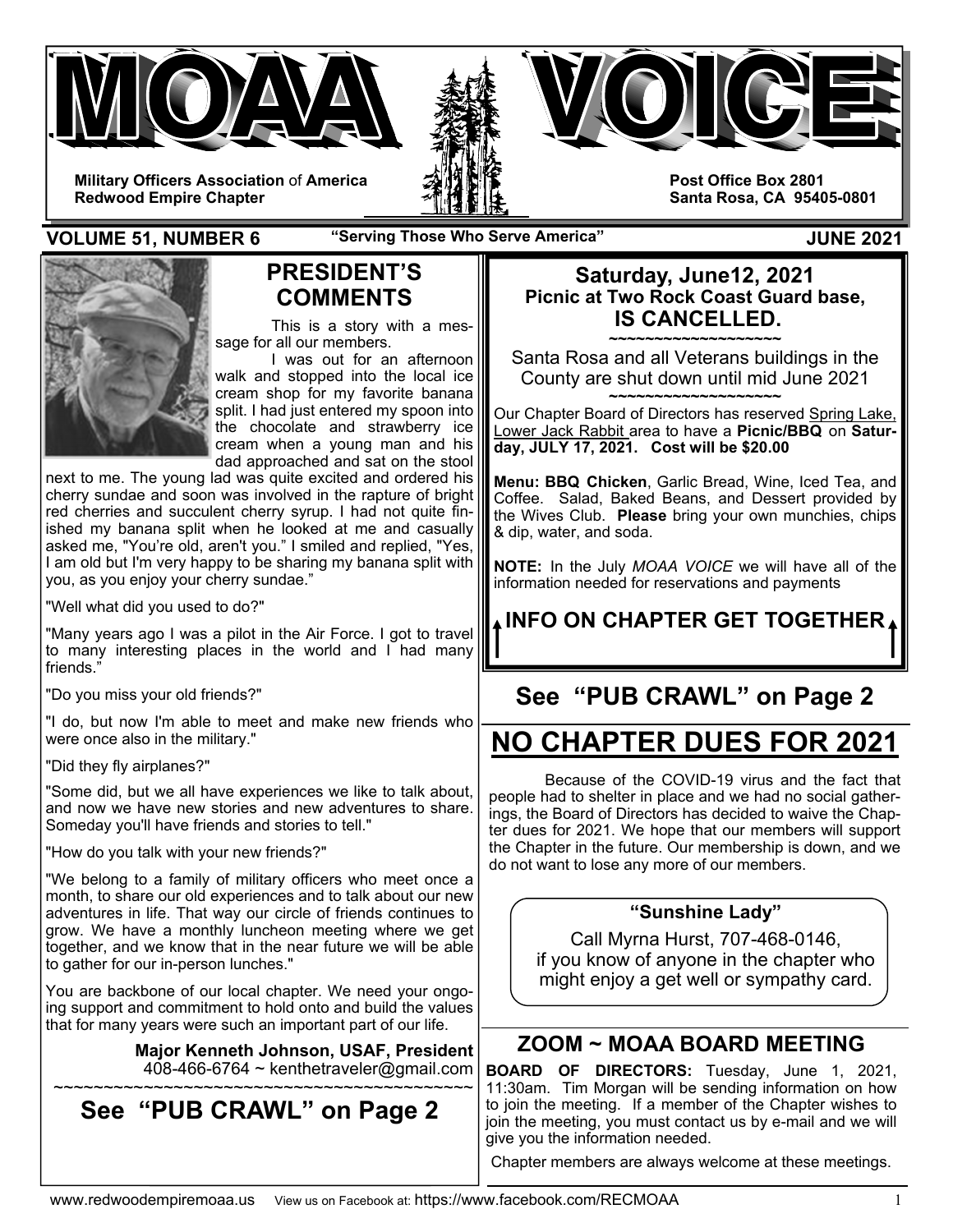# MOAA VOICE

**Military Officers Association of America**
**Redwood Empire Chapter**

**Post Office Box 2801**
**Santa Rosa, CA 95405-0801**

**VOLUME 51, NUMBER 6** **"Serving Those Who Serve America"** **JUNE 2021**

## PRESIDENT'S COMMENTS

This is a story with a message for all our members.

I was out for an afternoon walk and stopped into the local ice cream shop for my favorite banana split. I had just entered my spoon into the chocolate and strawberry ice cream when a young man and his dad approached and sat on the stool next to me. The young lad was quite excited and ordered his cherry sundae and soon was involved in the rapture of bright red cherries and succulent cherry syrup. I had not quite finished my banana split when he looked at me and casually asked me, "You're old, aren't you." I smiled and replied, "Yes, I am old but I'm very happy to be sharing my banana split with you, as you enjoy your cherry sundae."

"Well what did you used to do?"

"Many years ago I was a pilot in the Air Force. I got to travel to many interesting places in the world and I had many friends."

"Do you miss your old friends?"

"I do, but now I'm able to meet and make new friends who were once also in the military."

"Did they fly airplanes?"

"Some did, but we all have experiences we like to talk about, and now we have new stories and new adventures to share. Someday you'll have friends and stories to tell."

"How do you talk with your new friends?"

"We belong to a family of military officers who meet once a month, to share our old experiences and to talk about our new adventures in life. That way our circle of friends continues to grow. We have a monthly luncheon meeting where we get together, and we know that in the near future we will be able to gather for our in-person lunches."

You are backbone of our local chapter. We need your ongoing support and commitment to hold onto and build the values that for many years were such an important part of our life.

**Major Kenneth Johnson, USAF, President**
408-466-6764 ~ kenthetraveler@gmail.com

~~~~~~~~~~~~~~~~~~~~~~~~~~~~~~~~~~~~~~~~~~~~

## See "PUB CRAWL" on Page 2

## Saturday, June12, 2021
### Picnic at Two Rock Coast Guard base, IS CANCELLED.

~~~~~~~~~~~~~~~~~~~~

Santa Rosa and all Veterans buildings in the County are shut down until mid June 2021

~~~~~~~~~~~~~~~~~~~~

Our Chapter Board of Directors has reserved Spring Lake, Lower Jack Rabbit area to have a **Picnic/BBQ** on **Saturday, JULY 17, 2021. Cost will be $20.00**

**Menu: BBQ Chicken**, Garlic Bread, Wine, Iced Tea, and Coffee. Salad, Baked Beans, and Dessert provided by the Wives Club. **Please** bring your own munchies, chips & dip, water, and soda.

**NOTE:** In the July *MOAA VOICE* we will have all of the information needed for reservations and payments

**INFO ON CHAPTER GET TOGETHER**

## See "PUB CRAWL" on Page 2

## NO CHAPTER DUES FOR 2021

Because of the COVID-19 virus and the fact that people had to shelter in place and we had no social gatherings, the Board of Directors has decided to waive the Chapter dues for 2021. We hope that our members will support the Chapter in the future. Our membership is down, and we do not want to lose any more of our members.

**"Sunshine Lady"**

Call Myrna Hurst, 707-468-0146, if you know of anyone in the chapter who might enjoy a get well or sympathy card.

## ZOOM ~ MOAA BOARD MEETING

**BOARD OF DIRECTORS:** Tuesday, June 1, 2021, 11:30am. Tim Morgan will be sending information on how to join the meeting. If a member of the Chapter wishes to join the meeting, you must contact us by e-mail and we will give you the information needed.

Chapter members are always welcome at these meetings.

www.redwoodempiremoaa.us View us on Facebook at: https://www.facebook.com/RECMOAA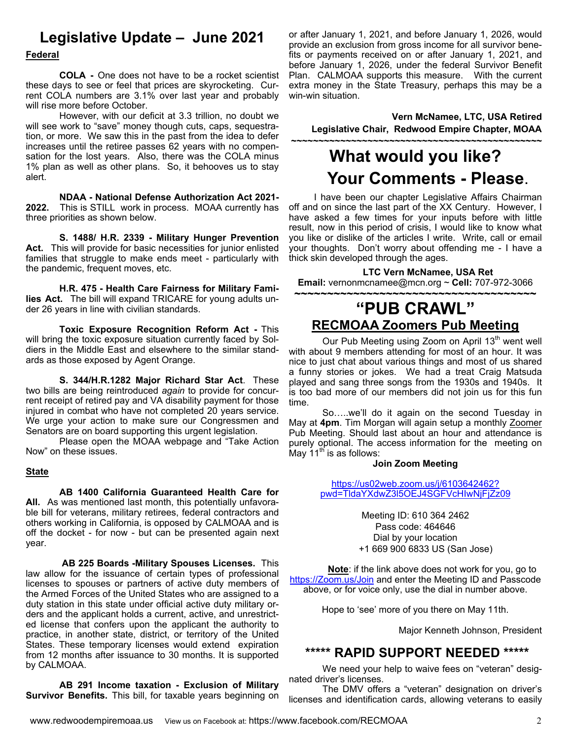# Legislative Update – June 2021

**Federal**

**COLA -** One does not have to be a rocket scientist these days to see or feel that prices are skyrocketing. Current COLA numbers are 3.1% over last year and probably will rise more before October.

However, with our deficit at 3.3 trillion, no doubt we will see work to "save" money though cuts, caps, sequestration, or more. We saw this in the past from the idea to defer increases until the retiree passes 62 years with no compensation for the lost years. Also, there was the COLA minus 1% plan as well as other plans. So, it behooves us to stay alert.

**NDAA - National Defense Authorization Act 2021-2022.** This is STILL work in process. MOAA currently has three priorities as shown below.

**S. 1488/ H.R. 2339 - Military Hunger Prevention Act.** This will provide for basic necessities for junior enlisted families that struggle to make ends meet - particularly with the pandemic, frequent moves, etc.

**H.R. 475 - Health Care Fairness for Military Families Act.** The bill will expand TRICARE for young adults under 26 years in line with civilian standards.

**Toxic Exposure Recognition Reform Act -** This will bring the toxic exposure situation currently faced by Soldiers in the Middle East and elsewhere to the similar standards as those exposed by Agent Orange.

**S. 344/H.R.1282 Major Richard Star Act**. These two bills are being reintroduced *again* to provide for concurrent receipt of retired pay and VA disability payment for those injured in combat who have not completed 20 years service. We urge your action to make sure our Congressmen and Senators are on board supporting this urgent legislation.

Please open the MOAA webpage and "Take Action Now" on these issues.

**State**

**AB 1400 California Guaranteed Health Care for All.** As was mentioned last month, this potentially unfavorable bill for veterans, military retirees, federal contractors and others working in California, is opposed by CALMOAA and is off the docket - for now - but can be presented again next year.

**AB 225 Boards -Military Spouses Licenses.** This law allow for the issuance of certain types of professional licenses to spouses or partners of active duty members of the Armed Forces of the United States who are assigned to a duty station in this state under official active duty military orders and the applicant holds a current, active, and unrestricted license that confers upon the applicant the authority to practice, in another state, district, or territory of the United States. These temporary licenses would extend expiration from 12 months after issuance to 30 months. It is supported by CALMOAA.

**AB 291 Income taxation - Exclusion of Military Survivor Benefits.** This bill, for taxable years beginning on or after January 1, 2021, and before January 1, 2026, would provide an exclusion from gross income for all survivor benefits or payments received on or after January 1, 2021, and before January 1, 2026, under the federal Survivor Benefit Plan. CALMOAA supports this measure. With the current extra money in the State Treasury, perhaps this may be a win-win situation.

**Vern McNamee, LTC, USA Retired**
**Legislative Chair, Redwood Empire Chapter, MOAA**

~~~~~~~~~~~~~~~~~~~~~~~~~~~~~~~~~~~~~~~~~~~~

# What would you like? Your Comments - Please.

I have been our chapter Legislative Affairs Chairman off and on since the last part of the XX Century. However, I have asked a few times for your inputs before with little result, now in this period of crisis, I would like to know what you like or dislike of the articles I write. Write, call or email your thoughts. Don't worry about offending me - I have a thick skin developed through the ages.

**LTC Vern McNamee, USA Ret**
**Email:** vernonmcnamee@mcn.org ~ **Cell:** 707-972-3066

~~~~~~~~~~~~~~~~~~~~~~~~~~~~~~~~~~~~~~~~~~~~

# "PUB CRAWL"

## RECMOAA Zoomers Pub Meeting

Our Pub Meeting using Zoom on April 13th went well with about 9 members attending for most of an hour. It was nice to just chat about various things and most of us shared a funny stories or jokes. We had a treat Craig Matsuda played and sang three songs from the 1930s and 1940s. It is too bad more of our members did not join us for this fun time.

So…..we'll do it again on the second Tuesday in May at **4pm**. Tim Morgan will again setup a monthly Zoomer Pub Meeting. Should last about an hour and attendance is purely optional. The access information for the meeting on May 11th is as follows:

**Join Zoom Meeting**

https://us02web.zoom.us/j/6103642462?pwd=TldaYXdwZ3l5OEJ4SGFVcHIwNjFjZz09

Meeting ID: 610 364 2462
Pass code: 464646
Dial by your location
+1 669 900 6833 US (San Jose)

**Note**: if the link above does not work for you, go to https://Zoom.us/Join and enter the Meeting ID and Passcode above, or for voice only, use the dial in number above.

Hope to 'see' more of you there on May 11th.

Major Kenneth Johnson, President

## ***** RAPID SUPPORT NEEDED *****

We need your help to waive fees on "veteran" designated driver's licenses.

The DMV offers a "veteran" designation on driver's licenses and identification cards, allowing veterans to easily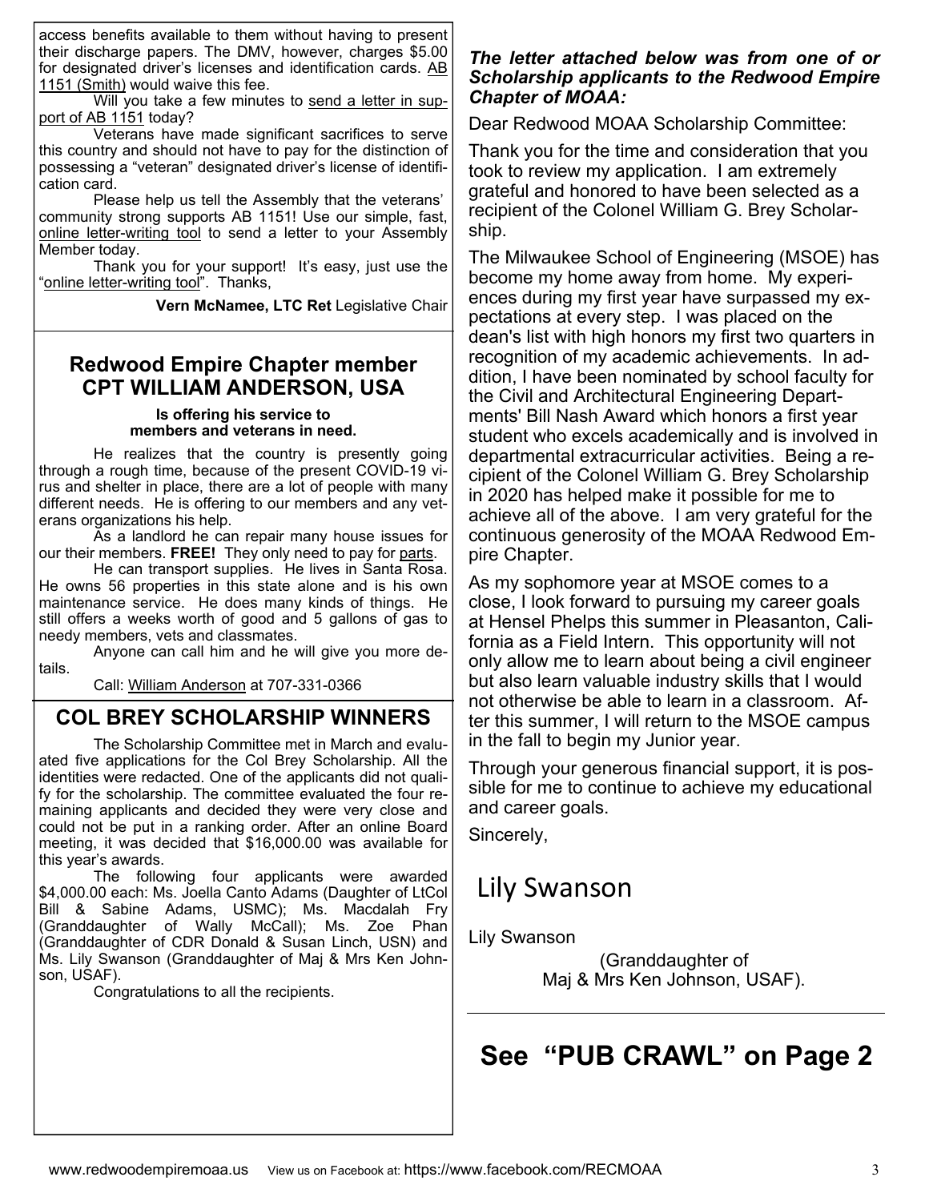access benefits available to them without having to present their discharge papers. The DMV, however, charges $5.00 for designated driver's licenses and identification cards. AB 1151 (Smith) would waive this fee.

Will you take a few minutes to send a letter in support of AB 1151 today?

Veterans have made significant sacrifices to serve this country and should not have to pay for the distinction of possessing a "veteran" designated driver's license of identification card.

Please help us tell the Assembly that the veterans' community strong supports AB 1151! Use our simple, fast, online letter-writing tool to send a letter to your Assembly Member today.

Thank you for your support! It's easy, just use the "online letter-writing tool". Thanks,

**Vern McNamee, LTC Ret** Legislative Chair

## Redwood Empire Chapter member CPT WILLIAM ANDERSON, USA

**Is offering his service to members and veterans in need.**

He realizes that the country is presently going through a rough time, because of the present COVID-19 virus and shelter in place, there are a lot of people with many different needs. He is offering to our members and any veterans organizations his help.

As a landlord he can repair many house issues for our their members. **FREE!** They only need to pay for parts.

He can transport supplies. He lives in Santa Rosa. He owns 56 properties in this state alone and is his own maintenance service. He does many kinds of things. He still offers a weeks worth of good and 5 gallons of gas to needy members, vets and classmates.

Anyone can call him and he will give you more details.

Call: William Anderson at 707-331-0366

## COL BREY SCHOLARSHIP WINNERS

The Scholarship Committee met in March and evaluated five applications for the Col Brey Scholarship. All the identities were redacted. One of the applicants did not qualify for the scholarship. The committee evaluated the four remaining applicants and decided they were very close and could not be put in a ranking order. After an online Board meeting, it was decided that $16,000.00 was available for this year's awards.

The following four applicants were awarded $4,000.00 each: Ms. Joella Canto Adams (Daughter of LtCol Bill & Sabine Adams, USMC); Ms. Macdalah Fry (Granddaughter of Wally McCall); Ms. Zoe Phan (Granddaughter of CDR Donald & Susan Linch, USN) and Ms. Lily Swanson (Granddaughter of Maj & Mrs Ken Johnson, USAF).

Congratulations to all the recipients.

***The letter attached below was from one of or Scholarship applicants to the Redwood Empire Chapter of MOAA:***

Dear Redwood MOAA Scholarship Committee:

Thank you for the time and consideration that you took to review my application. I am extremely grateful and honored to have been selected as a recipient of the Colonel William G. Brey Scholarship.

The Milwaukee School of Engineering (MSOE) has become my home away from home. My experiences during my first year have surpassed my expectations at every step. I was placed on the dean's list with high honors my first two quarters in recognition of my academic achievements. In addition, I have been nominated by school faculty for the Civil and Architectural Engineering Departments' Bill Nash Award which honors a first year student who excels academically and is involved in departmental extracurricular activities. Being a recipient of the Colonel William G. Brey Scholarship in 2020 has helped make it possible for me to achieve all of the above. I am very grateful for the continuous generosity of the MOAA Redwood Empire Chapter.

As my sophomore year at MSOE comes to a close, I look forward to pursuing my career goals at Hensel Phelps this summer in Pleasanton, California as a Field Intern. This opportunity will not only allow me to learn about being a civil engineer but also learn valuable industry skills that I would not otherwise be able to learn in a classroom. After this summer, I will return to the MSOE campus in the fall to begin my Junior year.

Through your generous financial support, it is possible for me to continue to achieve my educational and career goals.

Sincerely,

Lily Swanson

Lily Swanson

(Granddaughter of Maj & Mrs Ken Johnson, USAF).

## See "PUB CRAWL" on Page 2

www.redwoodempiremoaa.us View us on Facebook at: https://www.facebook.com/RECMOAA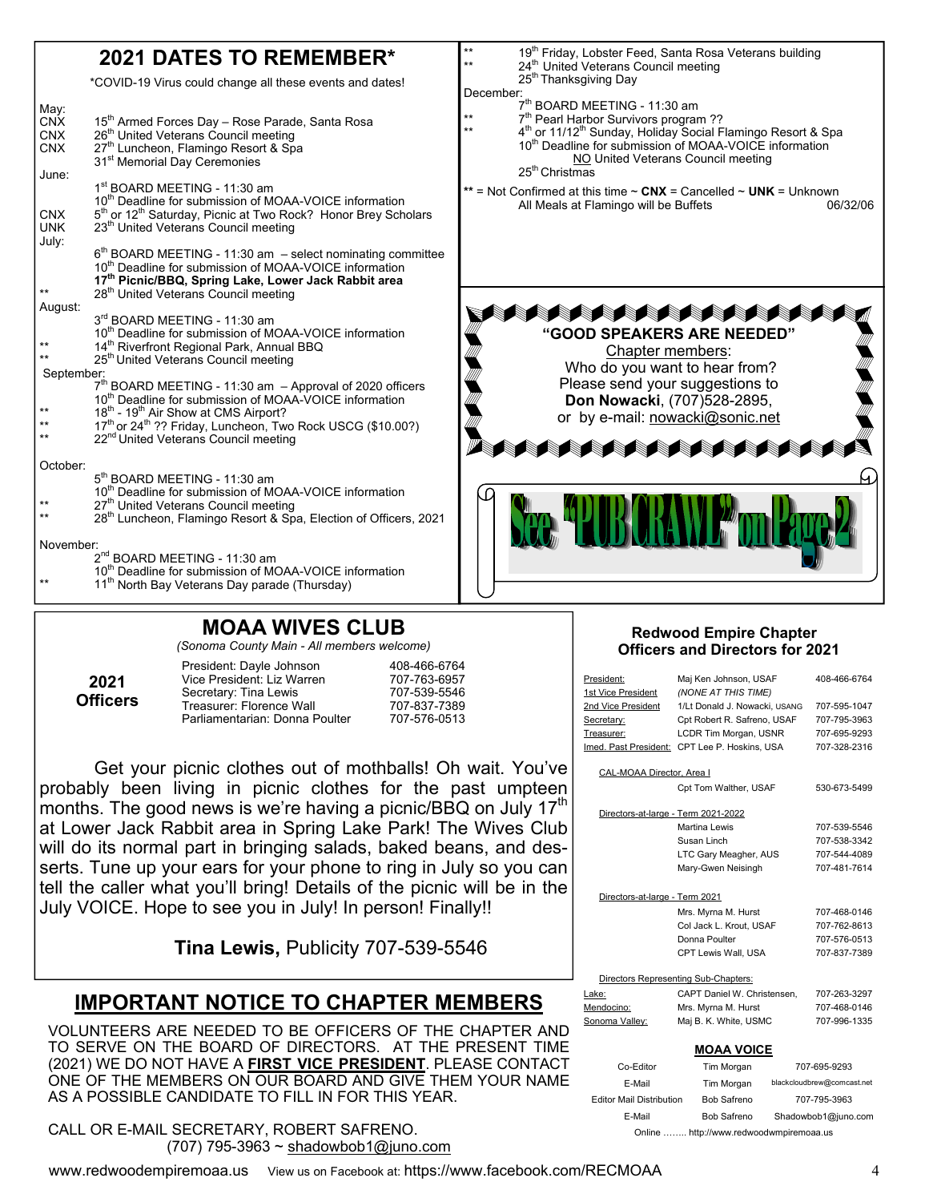## 2021 DATES TO REMEMBER*

*COVID-19 Virus could change all these events and dates!

May:

CNX 15th Armed Forces Day – Rose Parade, Santa Rosa
CNX 26th United Veterans Council meeting
CNX 27th Luncheon, Flamingo Resort & Spa
31st Memorial Day Ceremonies

June:

1st BOARD MEETING - 11:30 am
10th Deadline for submission of MOAA-VOICE information
CNX 5th or 12th Saturday, Picnic at Two Rock? Honor Brey Scholars
UNK 23th United Veterans Council meeting

July:

6th BOARD MEETING - 11:30 am – select nominating committee
10th Deadline for submission of MOAA-VOICE information
**17th Picnic/BBQ, Spring Lake, Lower Jack Rabbit area**
** 28th United Veterans Council meeting

August:

3rd BOARD MEETING - 11:30 am
10th Deadline for submission of MOAA-VOICE information
** 14th Riverfront Regional Park, Annual BBQ
** 25th United Veterans Council meeting

September:

7th BOARD MEETING - 11:30 am – Approval of 2020 officers
10th Deadline for submission of MOAA-VOICE information
** 18th - 19th Air Show at CMS Airport?
** 17th or 24th ?? Friday, Luncheon, Two Rock USCG ($10.00?)
** 22nd United Veterans Council meeting

October:

5th BOARD MEETING - 11:30 am
10th Deadline for submission of MOAA-VOICE information
** 27th United Veterans Council meeting
** 28th Luncheon, Flamingo Resort & Spa, Election of Officers, 2021

November:

2nd BOARD MEETING - 11:30 am
10th Deadline for submission of MOAA-VOICE information
** 11th North Bay Veterans Day parade (Thursday)
** 19th Friday, Lobster Feed, Santa Rosa Veterans building
** 24th United Veterans Council meeting
25th Thanksgiving Day

December:

7th BOARD MEETING - 11:30 am
** 7th Pearl Harbor Survivors program ??
** 4th or 11/12th Sunday, Holiday Social Flamingo Resort & Spa
10th Deadline for submission of MOAA-VOICE information
<u>NO</u> United Veterans Council meeting
25th Christmas

** = Not Confirmed at this time ~ **CNX** = Cancelled ~ **UNK** = Unknown
All Meals at Flamingo will be Buffets 06/32/06

**"GOOD SPEAKERS ARE NEEDED"**

<u>Chapter members</u>:
Who do you want to hear from?
Please send your suggestions to
**Don Nowacki**, (707)528-2895,
or by e-mail: nowacki@sonic.net

See "PUB CRAWL" on Page 2

## MOAA WIVES CLUB

*(Sonoma County Main - All members welcome)*

**2021 Officers**

| | |
|---|---|
| President: Dayle Johnson | 408-466-6764 |
| Vice President: Liz Warren | 707-763-6957 |
| Secretary: Tina Lewis | 707-539-5546 |
| Treasurer: Florence Wall | 707-837-7389 |
| Parliamentarian: Donna Poulter | 707-576-0513 |

Get your picnic clothes out of mothballs! Oh wait. You've probably been living in picnic clothes for the past umpteen months. The good news is we're having a picnic/BBQ on July 17th at Lower Jack Rabbit area in Spring Lake Park! The Wives Club will do its normal part in bringing salads, baked beans, and desserts. Tune up your ears for your phone to ring in July so you can tell the caller what you'll bring! Details of the picnic will be in the July VOICE. Hope to see you in July! In person! Finally!!

**Tina Lewis,** Publicity 707-539-5546

## IMPORTANT NOTICE TO CHAPTER MEMBERS

VOLUNTEERS ARE NEEDED TO BE OFFICERS OF THE CHAPTER AND TO SERVE ON THE BOARD OF DIRECTORS. AT THE PRESENT TIME (2021) WE DO NOT HAVE A **FIRST VICE PRESIDENT**. PLEASE CONTACT ONE OF THE MEMBERS ON OUR BOARD AND GIVE THEM YOUR NAME AS A POSSIBLE CANDIDATE TO FILL IN FOR THIS YEAR.

CALL OR E-MAIL SECRETARY, ROBERT SAFRENO.
(707) 795-3963 ~ shadowbob1@juno.com

### Redwood Empire Chapter Officers and Directors for 2021

| | | |
|---|---|---|
| President: | Maj Ken Johnson, USAF | 408-466-6764 |
| 1st Vice President | *(NONE AT THIS TIME)* | |
| 2nd Vice President | 1/Lt Donald J. Nowacki, USANG | 707-595-1047 |
| Secretary: | Cpt Robert R. Safreno, USAF | 707-795-3963 |
| Treasurer: | LCDR Tim Morgan, USNR | 707-695-9293 |
| Imed. Past President: | CPT Lee P. Hoskins, USA | 707-328-2316 |
| CAL-MOAA Director, Area I | | |
| | Cpt Tom Walther, USAF | 530-673-5499 |
| Directors-at-large - Term 2021-2022 | | |
| | Martina Lewis | 707-539-5546 |
| | Susan Linch | 707-538-3342 |
| | LTC Gary Meagher, AUS | 707-544-4089 |
| | Mary-Gwen Neisingh | 707-481-7614 |
| Directors-at-large - Term 2021 | | |
| | Mrs. Myrna M. Hurst | 707-468-0146 |
| | Col Jack L. Krout, USAF | 707-762-8613 |
| | Donna Poulter | 707-576-0513 |
| | CPT Lewis Wall, USA | 707-837-7389 |
| Directors Representing Sub-Chapters: | | |
| Lake: | CAPT Daniel W. Christensen, | 707-263-3297 |
| Mendocino: | Mrs. Myrna M. Hurst | 707-468-0146 |
| Sonoma Valley: | Maj B. K. White, USMC | 707-996-1335 |

**MOAA VOICE**

| | | |
|---|---|---|
| Co-Editor | Tim Morgan | 707-695-9293 |
| E-Mail | Tim Morgan | blackcloudbrew@comcast.net |
| Editor Mail Distribution | Bob Safreno | 707-795-3963 |
| E-Mail | Bob Safreno | Shadowbob1@juno.com |

Online ........ http://www.redwoodwmpiremoaa.us

www.redwoodempiremoaa.us View us on Facebook at: https://www.facebook.com/RECMOAA